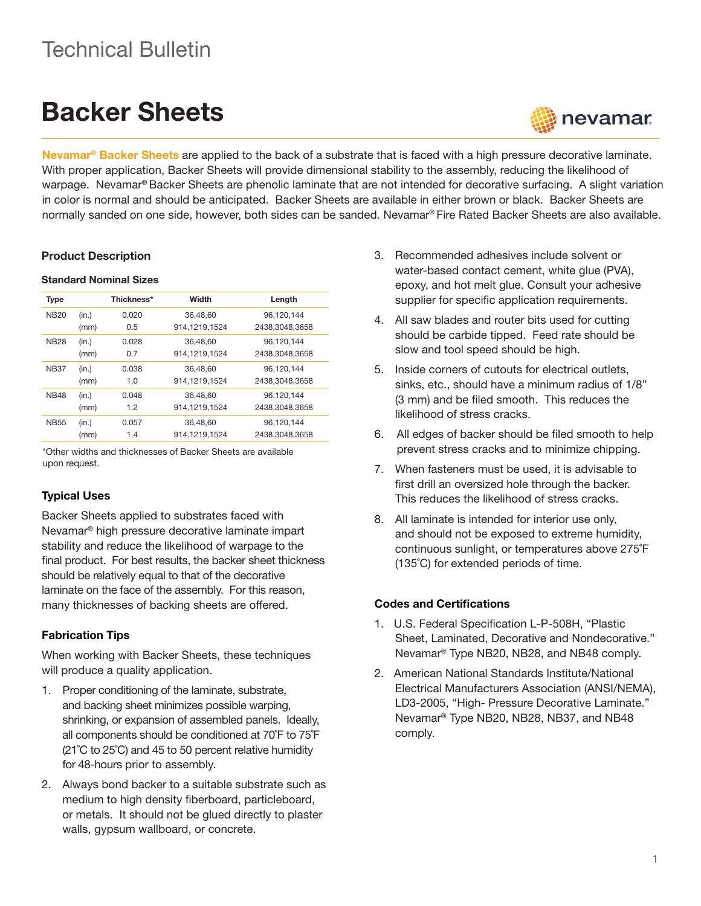Technical Bulletin

# Backer Sheets

**Nevamar® Backer Sheets** are applied to the back of a substrate that is faced with a high pressure decorative laminate. With proper application, Backer Sheets will provide dimensional stability to the assembly, reducing the likelihood of warpage. Nevamar® Backer Sheets are phenolic laminate that are not intended for decorative surfacing. A slight variation in color is normal and should be anticipated. Backer Sheets are available in either brown or black. Backer Sheets are normally sanded on one side, however, both sides can be sanded. Nevamar® Fire Rated Backer Sheets are also available.

## Product Description

### Standard Nominal Sizes

| Type | | Thickness* | Width | Length |
|---|---|---|---|---|
| NB20 | (in.) | 0.020 | 36,48,60 | 96,120,144 |
| | (mm) | 0.5 | 914,1219,1524 | 2438,3048,3658 |
| NB28 | (in.) | 0.028 | 36,48,60 | 96,120,144 |
| | (mm) | 0.7 | 914,1219,1524 | 2438,3048,3658 |
| NB37 | (in.) | 0.038 | 36,48,60 | 96,120,144 |
| | (mm) | 1.0 | 914,1219,1524 | 2438,3048,3658 |
| NB48 | (in.) | 0.048 | 36,48,60 | 96,120,144 |
| | (mm) | 1.2 | 914,1219,1524 | 2438,3048,3658 |
| NB55 | (in.) | 0.057 | 36,48,60 | 96,120,144 |
| | (mm) | 1.4 | 914,1219,1524 | 2438,3048,3658 |

*Other widths and thicknesses of Backer Sheets are available upon request.

## Typical Uses

Backer Sheets applied to substrates faced with Nevamar® high pressure decorative laminate impart stability and reduce the likelihood of warpage to the final product. For best results, the backer sheet thickness should be relatively equal to that of the decorative laminate on the face of the assembly. For this reason, many thicknesses of backing sheets are offered.

## Fabrication Tips

When working with Backer Sheets, these techniques will produce a quality application.

1. Proper conditioning of the laminate, substrate, and backing sheet minimizes possible warping, shrinking, or expansion of assembled panels. Ideally, all components should be conditioned at 70˚F to 75˚F (21˚C to 25˚C) and 45 to 50 percent relative humidity for 48-hours prior to assembly.
2. Always bond backer to a suitable substrate such as medium to high density fiberboard, particleboard, or metals. It should not be glued directly to plaster walls, gypsum wallboard, or concrete.
3. Recommended adhesives include solvent or water-based contact cement, white glue (PVA), epoxy, and hot melt glue. Consult your adhesive supplier for specific application requirements.
4. All saw blades and router bits used for cutting should be carbide tipped. Feed rate should be slow and tool speed should be high.
5. Inside corners of cutouts for electrical outlets, sinks, etc., should have a minimum radius of 1/8" (3 mm) and be filed smooth. This reduces the likelihood of stress cracks.
6. All edges of backer should be filed smooth to help prevent stress cracks and to minimize chipping.
7. When fasteners must be used, it is advisable to first drill an oversized hole through the backer. This reduces the likelihood of stress cracks.
8. All laminate is intended for interior use only, and should not be exposed to extreme humidity, continuous sunlight, or temperatures above 275˚F (135˚C) for extended periods of time.

## Codes and Certifications

1. U.S. Federal Specification L-P-508H, "Plastic Sheet, Laminated, Decorative and Nondecorative." Nevamar® Type NB20, NB28, and NB48 comply.
2. American National Standards Institute/National Electrical Manufacturers Association (ANSI/NEMA), LD3-2005, "High- Pressure Decorative Laminate." Nevamar® Type NB20, NB28, NB37, and NB48 comply.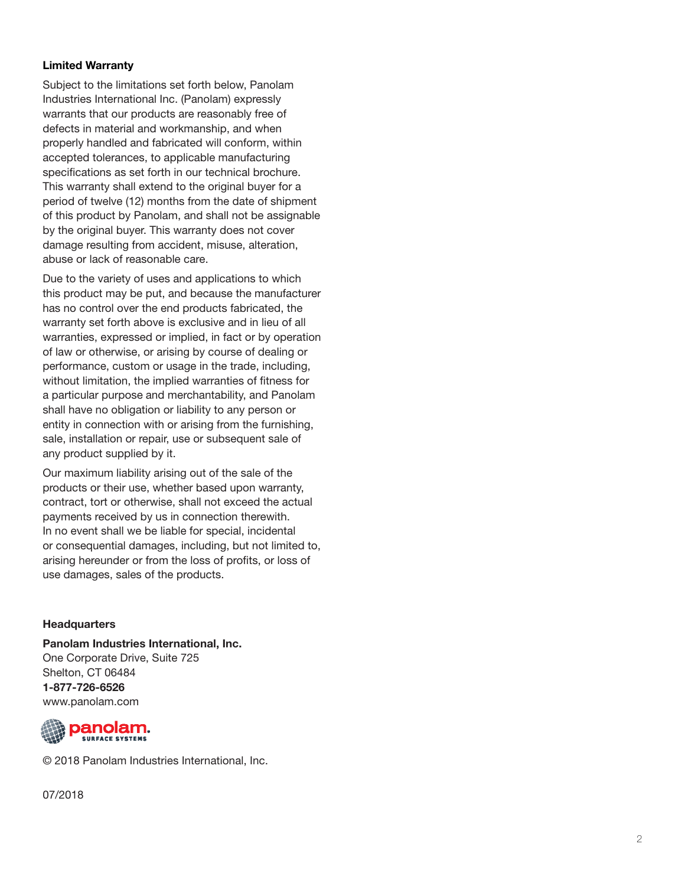## Limited Warranty

Subject to the limitations set forth below, Panolam Industries International Inc. (Panolam) expressly warrants that our products are reasonably free of defects in material and workmanship, and when properly handled and fabricated will conform, within accepted tolerances, to applicable manufacturing specifications as set forth in our technical brochure. This warranty shall extend to the original buyer for a period of twelve (12) months from the date of shipment of this product by Panolam, and shall not be assignable by the original buyer. This warranty does not cover damage resulting from accident, misuse, alteration, abuse or lack of reasonable care.

Due to the variety of uses and applications to which this product may be put, and because the manufacturer has no control over the end products fabricated, the warranty set forth above is exclusive and in lieu of all warranties, expressed or implied, in fact or by operation of law or otherwise, or arising by course of dealing or performance, custom or usage in the trade, including, without limitation, the implied warranties of fitness for a particular purpose and merchantability, and Panolam shall have no obligation or liability to any person or entity in connection with or arising from the furnishing, sale, installation or repair, use or subsequent sale of any product supplied by it.

Our maximum liability arising out of the sale of the products or their use, whether based upon warranty, contract, tort or otherwise, shall not exceed the actual payments received by us in connection therewith. In no event shall we be liable for special, incidental or consequential damages, including, but not limited to, arising hereunder or from the loss of profits, or loss of use damages, sales of the products.

## Headquarters

**Panolam Industries International, Inc.**
One Corporate Drive, Suite 725
Shelton, CT 06484
**1-877-726-6526**
www.panolam.com

panolam. SURFACE SYSTEMS

© 2018 Panolam Industries International, Inc.

07/2018